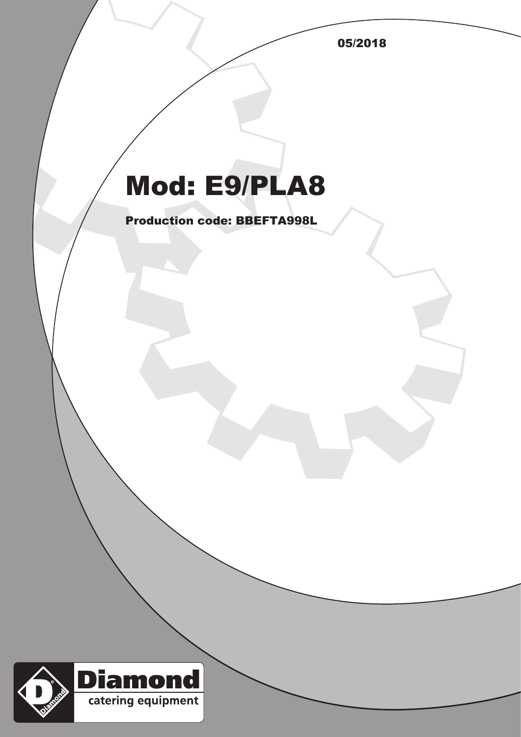05/2018

# Mod: E9/PLA8

**Production code: BBEFTA998L**

Diamond
catering equipment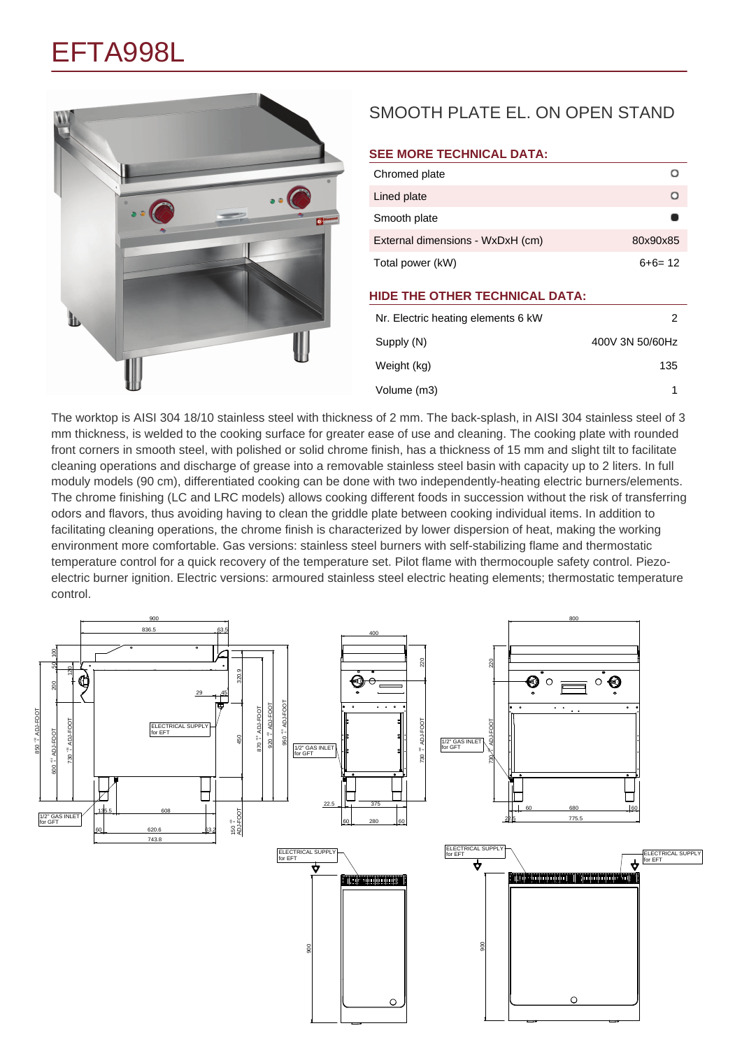# EFTA998L

## SMOOTH PLATE EL. ON OPEN STAND

### SEE MORE TECHNICAL DATA:

| | |
|---|---|
| Chromed plate | ○ |
| Lined plate | ○ |
| Smooth plate | ● |
| External dimensions - WxDxH (cm) | 80x90x85 |
| Total power (kW) | 6+6= 12 |

### HIDE THE OTHER TECHNICAL DATA:

| | |
|---|---|
| Nr. Electric heating elements 6 kW | 2 |
| Supply (N) | 400V 3N 50/60Hz |
| Weight (kg) | 135 |
| Volume (m3) | 1 |

The worktop is AISI 304 18/10 stainless steel with thickness of 2 mm. The back-splash, in AISI 304 stainless steel of 3 mm thickness, is welded to the cooking surface for greater ease of use and cleaning. The cooking plate with rounded front corners in smooth steel, with polished or solid chrome finish, has a thickness of 15 mm and slight tilt to facilitate cleaning operations and discharge of grease into a removable stainless steel basin with capacity up to 2 liters. In full moduly models (90 cm), differentiated cooking can be done with two independently-heating electric burners/elements. The chrome finishing (LC and LRC models) allows cooking different foods in succession without the risk of transferring odors and flavors, thus avoiding having to clean the griddle plate between cooking individual items. In addition to facilitating cleaning operations, the chrome finish is characterized by lower dispersion of heat, making the working environment more comfortable. Gas versions: stainless steel burners with self-stabilizing flame and thermostatic temperature control for a quick recovery of the temperature set. Pilot flame with thermocouple safety control. Piezo-electric burner ignition. Electric versions: armoured stainless steel electric heating elements; thermostatic temperature control.

900
836.5
63.5
50 100
120
200
29
45
320.9
ELECTRICAL SUPPLY for EFT
850 ±₀ ADJ-FOOT
600 ±₀ ADJ-FOOT
730 ±₀ ADJ-FOOT
450
870 ±₀ ADJ-FOOT
920 ±₀ ADJ-FOOT
950 ±₀ ADJ-FOOT
1/2" GAS INLET for GFT
135.5
608
60
620.6
63.2
743.8
150 ±₀ ADJ-FOOT
400
220
1/2" GAS INLET for GFT
730 ±₀ ADJ-FOOT
22.5
375
60
280
60
800
220
1/2" GAS INLET for GFT
730 ±₀ ADJ-FOOT
60
680
60
22.5
775.5
ELECTRICAL SUPPLY for EFT
900
ELECTRICAL SUPPLY for EFT
ELECTRICAL SUPPLY for EFT
900